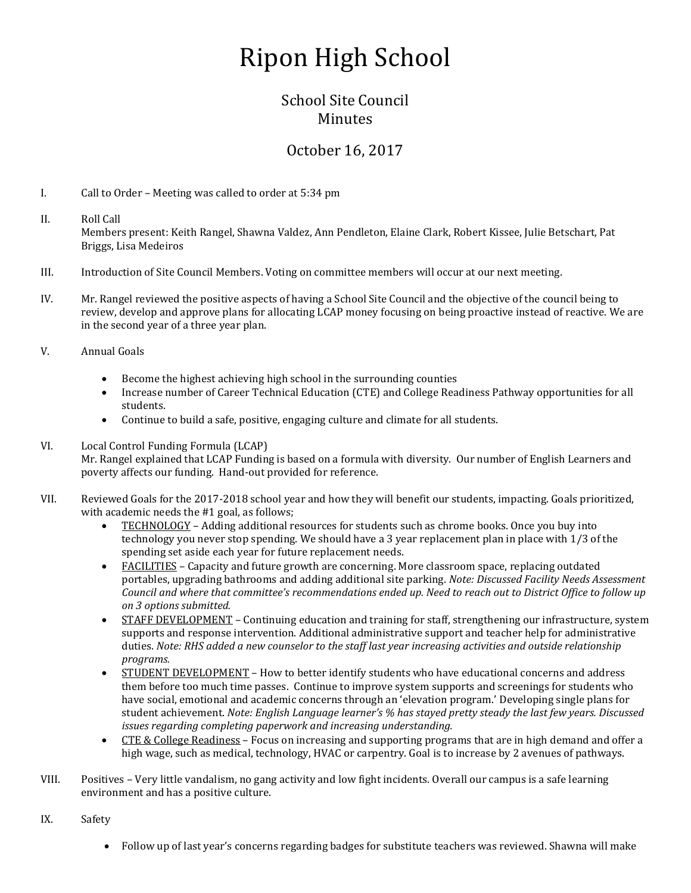# Ripon High School

## School Site Council
## Minutes

## October 16, 2017

I. Call to Order – Meeting was called to order at 5:34 pm

II. Roll Call
Members present: Keith Rangel, Shawna Valdez, Ann Pendleton, Elaine Clark, Robert Kissee, Julie Betschart, Pat Briggs, Lisa Medeiros

III. Introduction of Site Council Members. Voting on committee members will occur at our next meeting.

IV. Mr. Rangel reviewed the positive aspects of having a School Site Council and the objective of the council being to review, develop and approve plans for allocating LCAP money focusing on being proactive instead of reactive. We are in the second year of a three year plan.

V. Annual Goals

- Become the highest achieving high school in the surrounding counties
- Increase number of Career Technical Education (CTE) and College Readiness Pathway opportunities for all students.
- Continue to build a safe, positive, engaging culture and climate for all students.

VI. Local Control Funding Formula (LCAP)
Mr. Rangel explained that LCAP Funding is based on a formula with diversity. Our number of English Learners and poverty affects our funding. Hand-out provided for reference.

VII. Reviewed Goals for the 2017-2018 school year and how they will benefit our students, impacting. Goals prioritized, with academic needs the #1 goal, as follows;

- <u>TECHNOLOGY</u> – Adding additional resources for students such as chrome books. Once you buy into technology you never stop spending. We should have a 3 year replacement plan in place with 1/3 of the spending set aside each year for future replacement needs.
- <u>FACILITIES</u> – Capacity and future growth are concerning. More classroom space, replacing outdated portables, upgrading bathrooms and adding additional site parking. *Note: Discussed Facility Needs Assessment Council and where that committee's recommendations ended up. Need to reach out to District Office to follow up on 3 options submitted.*
- <u>STAFF DEVELOPMENT</u> – Continuing education and training for staff, strengthening our infrastructure, system supports and response intervention. Additional administrative support and teacher help for administrative duties. *Note: RHS added a new counselor to the staff last year increasing activities and outside relationship programs.*
- <u>STUDENT DEVELOPMENT</u> – How to better identify students who have educational concerns and address them before too much time passes. Continue to improve system supports and screenings for students who have social, emotional and academic concerns through an 'elevation program.' Developing single plans for student achievement. *Note: English Language learner's % has stayed pretty steady the last few years. Discussed issues regarding completing paperwork and increasing understanding.*
- <u>CTE & College Readiness</u> – Focus on increasing and supporting programs that are in high demand and offer a high wage, such as medical, technology, HVAC or carpentry. Goal is to increase by 2 avenues of pathways.

VIII. Positives – Very little vandalism, no gang activity and low fight incidents. Overall our campus is a safe learning environment and has a positive culture.

IX. Safety

- Follow up of last year's concerns regarding badges for substitute teachers was reviewed. Shawna will make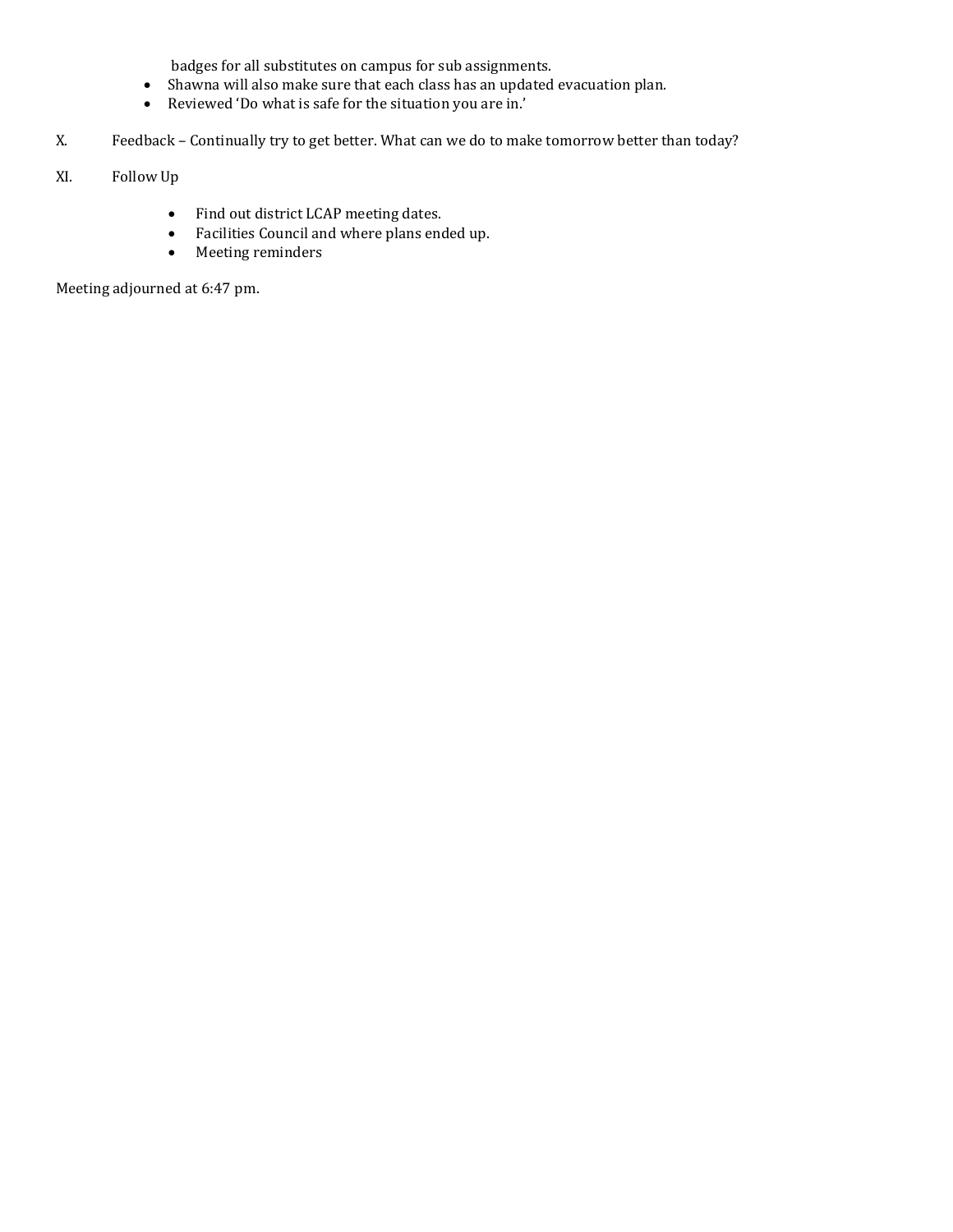badges for all substitutes on campus for sub assignments.

- Shawna will also make sure that each class has an updated evacuation plan.
- Reviewed 'Do what is safe for the situation you are in.'

X. Feedback – Continually try to get better. What can we do to make tomorrow better than today?

XI. Follow Up

- Find out district LCAP meeting dates.
- Facilities Council and where plans ended up.
- Meeting reminders

Meeting adjourned at 6:47 pm.